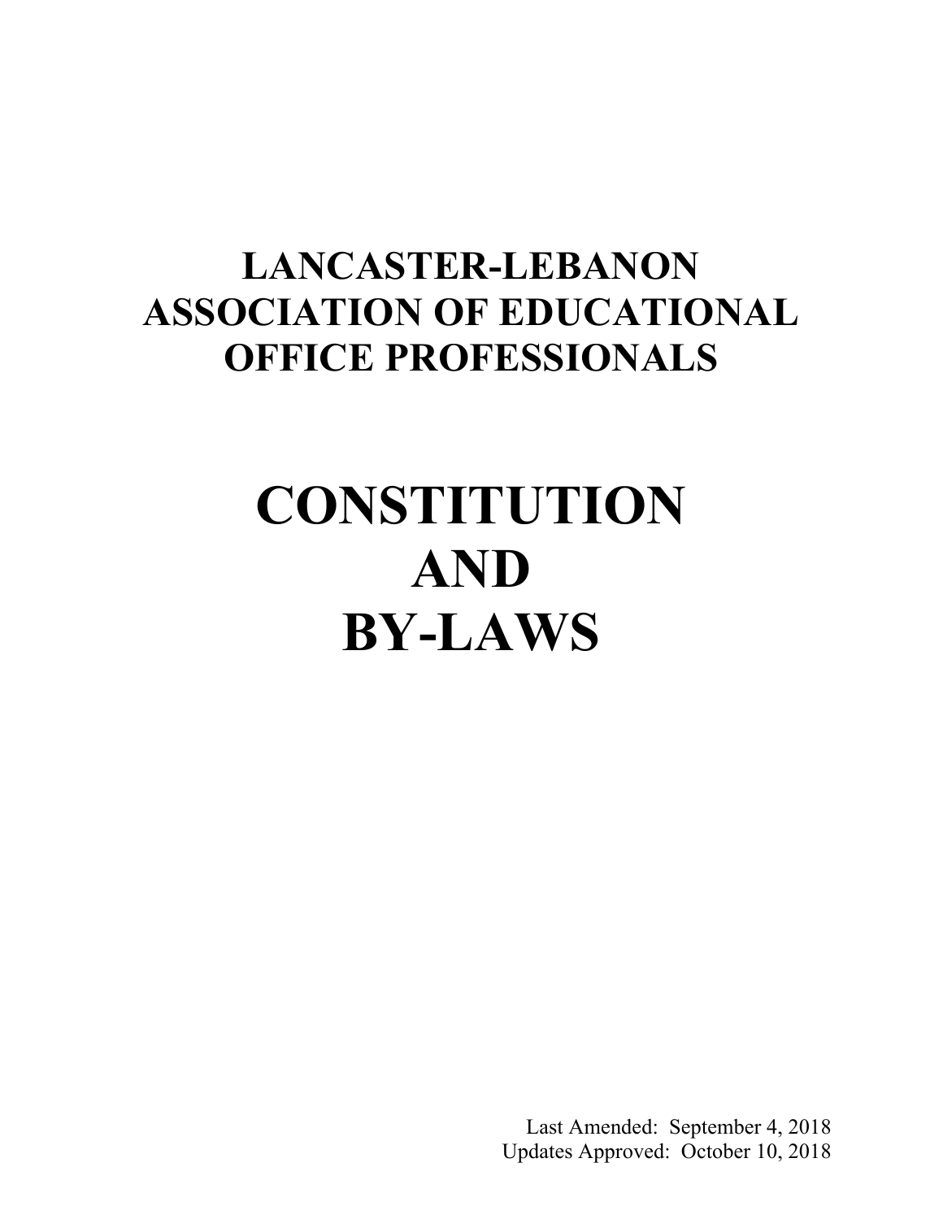# LANCASTER-LEBANON ASSOCIATION OF EDUCATIONAL OFFICE PROFESSIONALS

# CONSTITUTION AND BY-LAWS

Last Amended: September 4, 2018
Updates Approved: October 10, 2018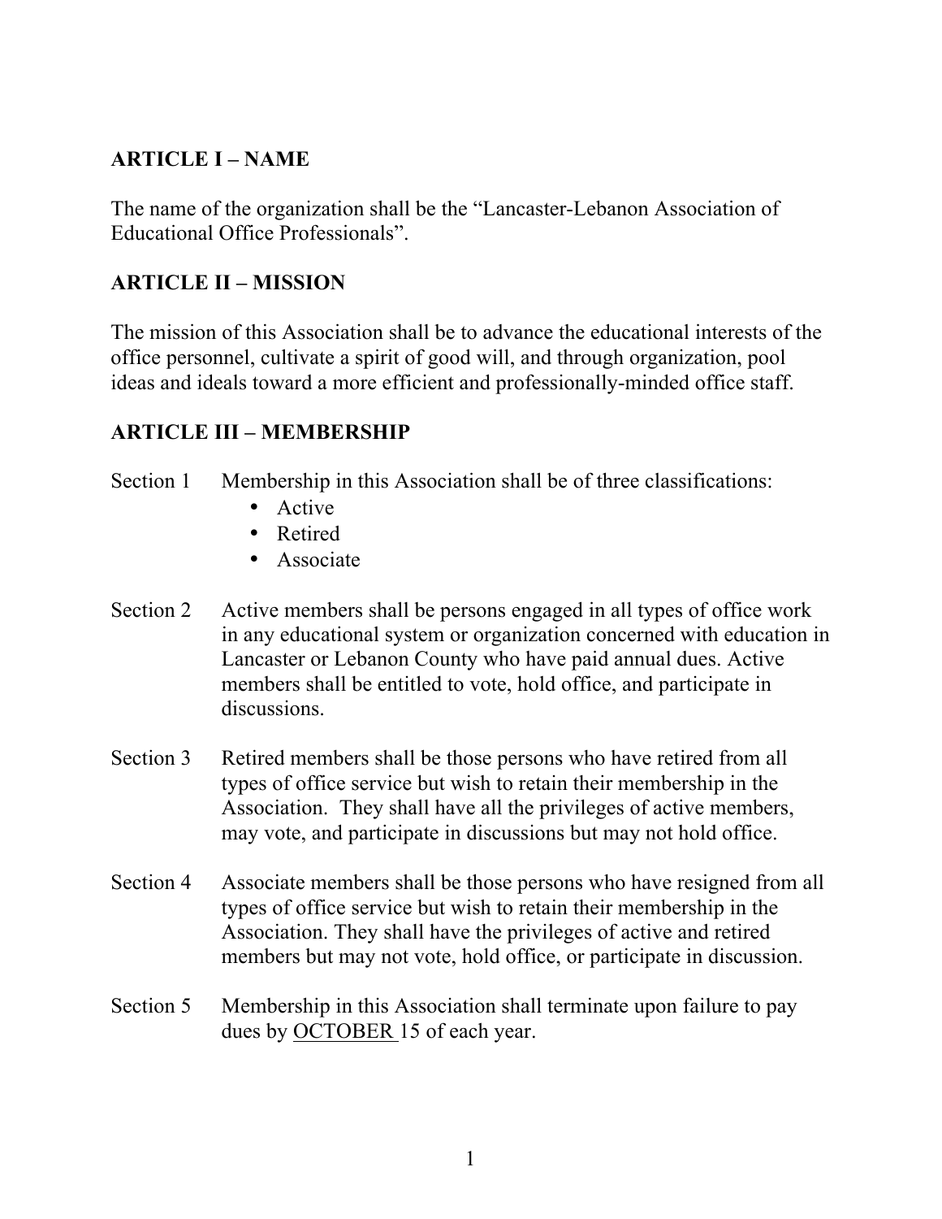## ARTICLE I – NAME

The name of the organization shall be the "Lancaster-Lebanon Association of Educational Office Professionals".

## ARTICLE II – MISSION

The mission of this Association shall be to advance the educational interests of the office personnel, cultivate a spirit of good will, and through organization, pool ideas and ideals toward a more efficient and professionally-minded office staff.

## ARTICLE III – MEMBERSHIP

Section 1 Membership in this Association shall be of three classifications:

- Active
- Retired
- Associate

Section 2 Active members shall be persons engaged in all types of office work in any educational system or organization concerned with education in Lancaster or Lebanon County who have paid annual dues. Active members shall be entitled to vote, hold office, and participate in discussions.

Section 3 Retired members shall be those persons who have retired from all types of office service but wish to retain their membership in the Association. They shall have all the privileges of active members, may vote, and participate in discussions but may not hold office.

Section 4 Associate members shall be those persons who have resigned from all types of office service but wish to retain their membership in the Association. They shall have the privileges of active and retired members but may not vote, hold office, or participate in discussion.

Section 5 Membership in this Association shall terminate upon failure to pay dues by <u>OCTOBER</u> 15 of each year.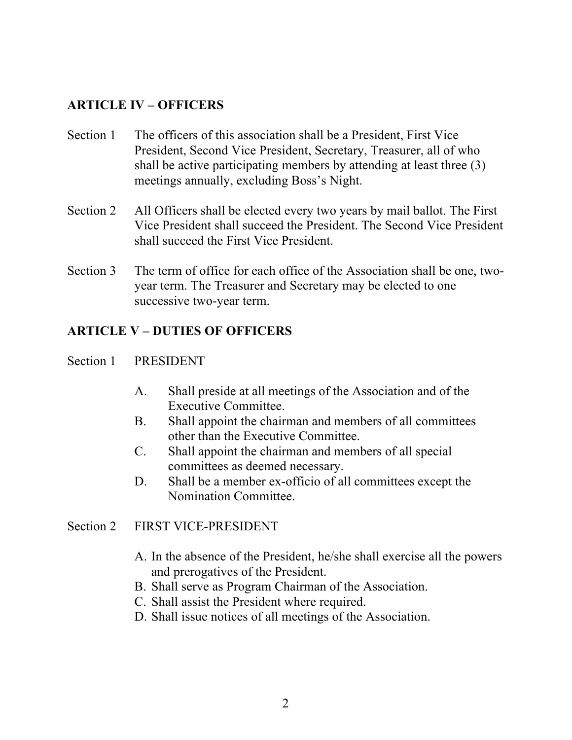## ARTICLE IV – OFFICERS

Section 1 The officers of this association shall be a President, First Vice President, Second Vice President, Secretary, Treasurer, all of who shall be active participating members by attending at least three (3) meetings annually, excluding Boss's Night.

Section 2 All Officers shall be elected every two years by mail ballot. The First Vice President shall succeed the President. The Second Vice President shall succeed the First Vice President.

Section 3 The term of office for each office of the Association shall be one, two-year term. The Treasurer and Secretary may be elected to one successive two-year term.

## ARTICLE V – DUTIES OF OFFICERS

Section 1 PRESIDENT

A. Shall preside at all meetings of the Association and of the Executive Committee.
B. Shall appoint the chairman and members of all committees other than the Executive Committee.
C. Shall appoint the chairman and members of all special committees as deemed necessary.
D. Shall be a member ex-officio of all committees except the Nomination Committee.

Section 2 FIRST VICE-PRESIDENT

A. In the absence of the President, he/she shall exercise all the powers and prerogatives of the President.
B. Shall serve as Program Chairman of the Association.
C. Shall assist the President where required.
D. Shall issue notices of all meetings of the Association.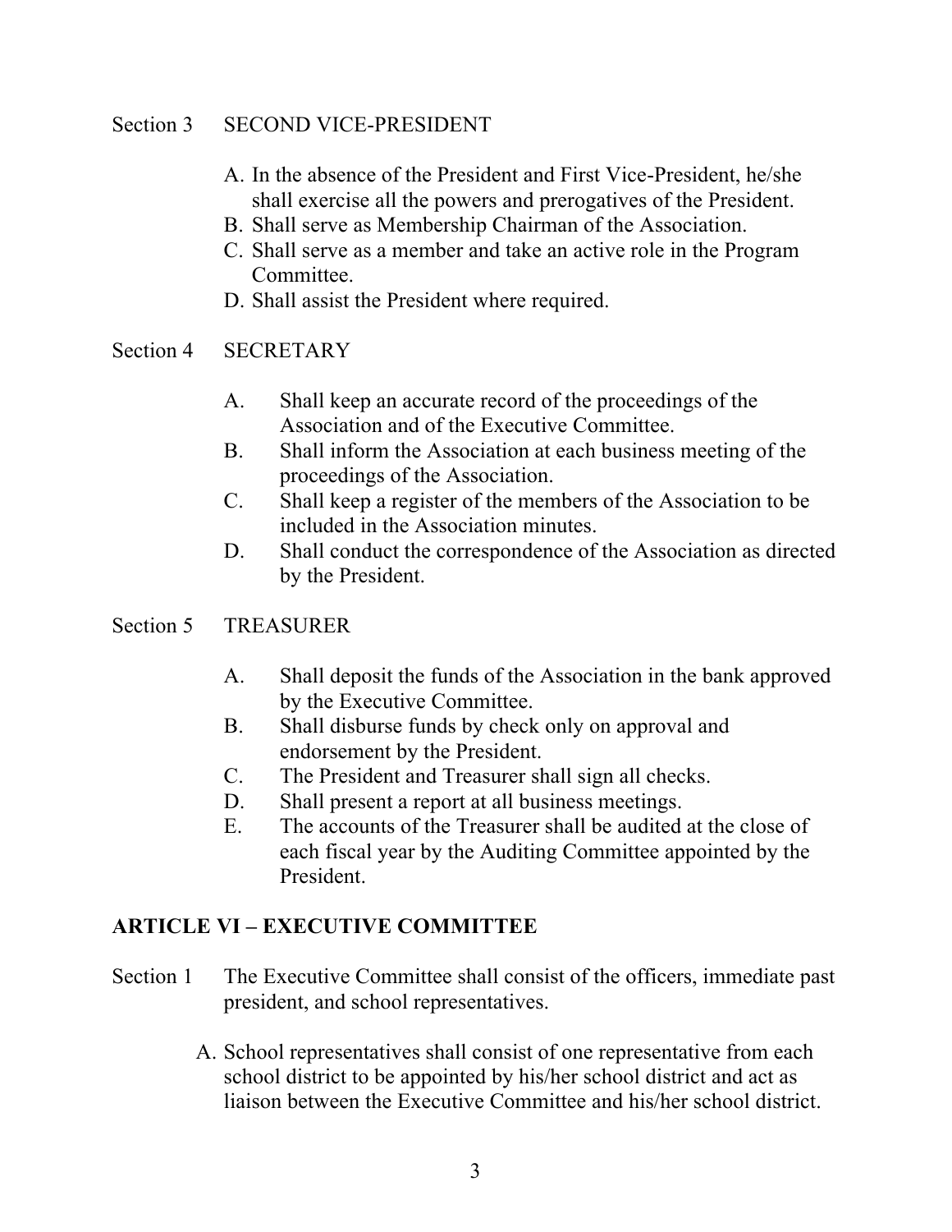Section 3 SECOND VICE-PRESIDENT

A. In the absence of the President and First Vice-President, he/she shall exercise all the powers and prerogatives of the President.
B. Shall serve as Membership Chairman of the Association.
C. Shall serve as a member and take an active role in the Program Committee.
D. Shall assist the President where required.

Section 4 SECRETARY

A. Shall keep an accurate record of the proceedings of the Association and of the Executive Committee.
B. Shall inform the Association at each business meeting of the proceedings of the Association.
C. Shall keep a register of the members of the Association to be included in the Association minutes.
D. Shall conduct the correspondence of the Association as directed by the President.

Section 5 TREASURER

A. Shall deposit the funds of the Association in the bank approved by the Executive Committee.
B. Shall disburse funds by check only on approval and endorsement by the President.
C. The President and Treasurer shall sign all checks.
D. Shall present a report at all business meetings.
E. The accounts of the Treasurer shall be audited at the close of each fiscal year by the Auditing Committee appointed by the President.

## ARTICLE VI – EXECUTIVE COMMITTEE

Section 1 The Executive Committee shall consist of the officers, immediate past president, and school representatives.

A. School representatives shall consist of one representative from each school district to be appointed by his/her school district and act as liaison between the Executive Committee and his/her school district.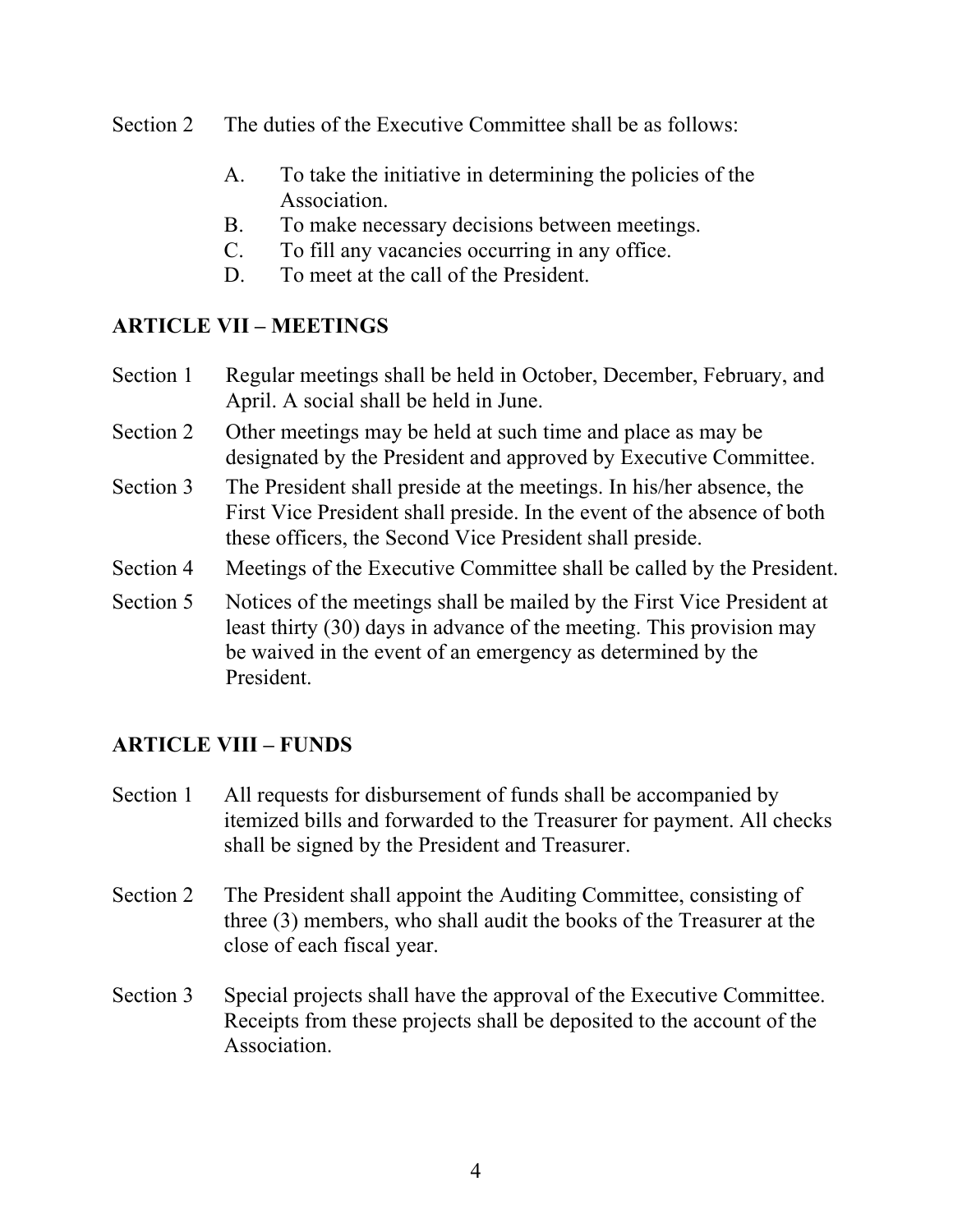Section 2 The duties of the Executive Committee shall be as follows:

- A. To take the initiative in determining the policies of the Association.
- B. To make necessary decisions between meetings.
- C. To fill any vacancies occurring in any office.
- D. To meet at the call of the President.

## ARTICLE VII – MEETINGS

Section 1 Regular meetings shall be held in October, December, February, and April. A social shall be held in June.

Section 2 Other meetings may be held at such time and place as may be designated by the President and approved by Executive Committee.

Section 3 The President shall preside at the meetings. In his/her absence, the First Vice President shall preside. In the event of the absence of both these officers, the Second Vice President shall preside.

Section 4 Meetings of the Executive Committee shall be called by the President.

Section 5 Notices of the meetings shall be mailed by the First Vice President at least thirty (30) days in advance of the meeting. This provision may be waived in the event of an emergency as determined by the President.

## ARTICLE VIII – FUNDS

Section 1 All requests for disbursement of funds shall be accompanied by itemized bills and forwarded to the Treasurer for payment. All checks shall be signed by the President and Treasurer.

Section 2 The President shall appoint the Auditing Committee, consisting of three (3) members, who shall audit the books of the Treasurer at the close of each fiscal year.

Section 3 Special projects shall have the approval of the Executive Committee. Receipts from these projects shall be deposited to the account of the Association.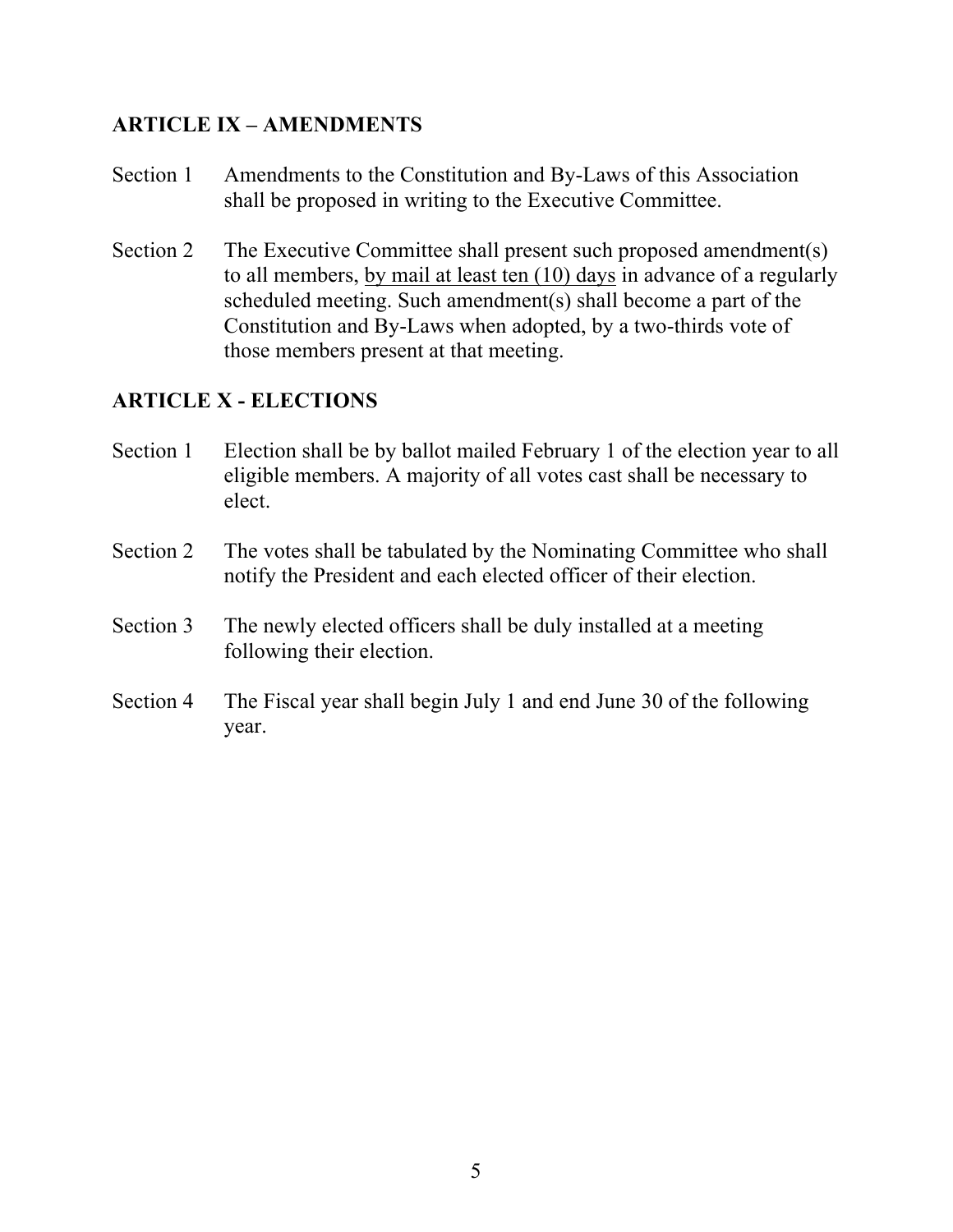## ARTICLE IX – AMENDMENTS

Section 1 Amendments to the Constitution and By-Laws of this Association shall be proposed in writing to the Executive Committee.

Section 2 The Executive Committee shall present such proposed amendment(s) to all members, <u>by mail at least ten (10) days</u> in advance of a regularly scheduled meeting. Such amendment(s) shall become a part of the Constitution and By-Laws when adopted, by a two-thirds vote of those members present at that meeting.

## ARTICLE X - ELECTIONS

Section 1 Election shall be by ballot mailed February 1 of the election year to all eligible members. A majority of all votes cast shall be necessary to elect.

Section 2 The votes shall be tabulated by the Nominating Committee who shall notify the President and each elected officer of their election.

Section 3 The newly elected officers shall be duly installed at a meeting following their election.

Section 4 The Fiscal year shall begin July 1 and end June 30 of the following year.